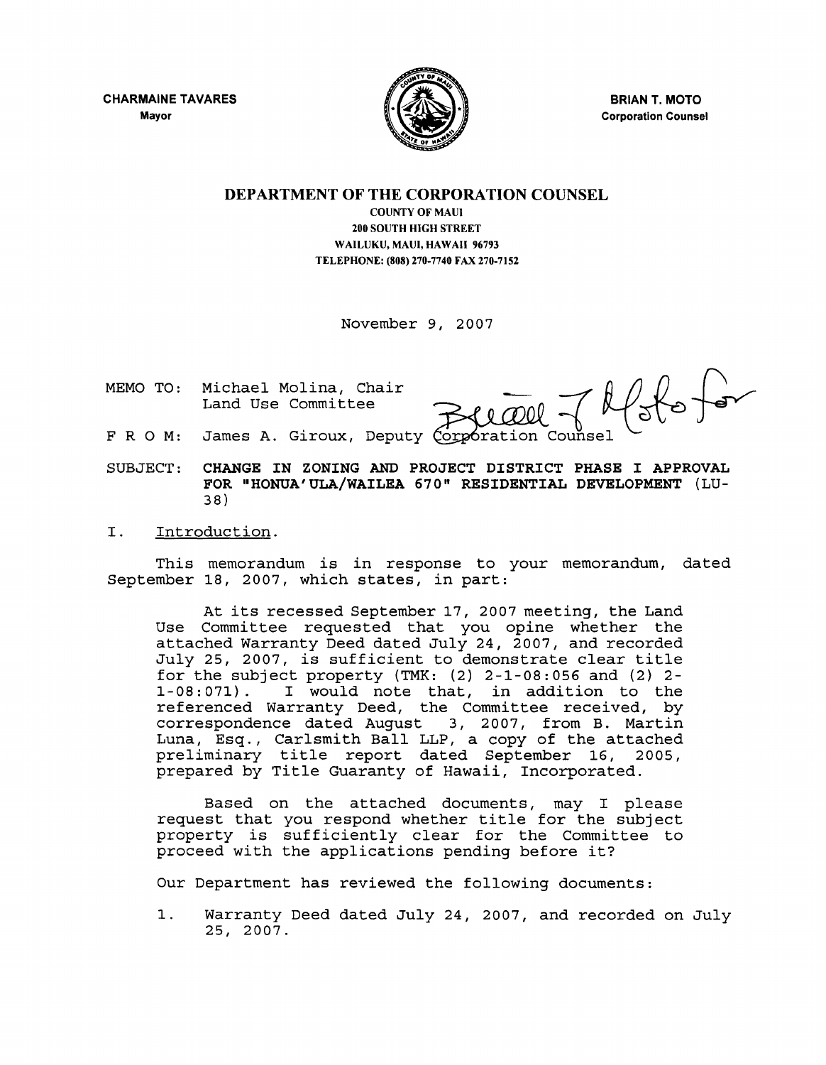CHARMAINE TAVARES
Mayor

BRIAN T. MOTO
Corporation Counsel

# DEPARTMENT OF THE CORPORATION COUNSEL

COUNTY OF MAUI
200 SOUTH HIGH STREET
WAILUKU, MAUI, HAWAII 96793
TELEPHONE: (808) 270-7740 FAX 270-7152

November 9, 2007

MEMO TO: Michael Molina, Chair
Land Use Committee

F R O M: James A. Giroux, Deputy Corporation Counsel

SUBJECT: **CHANGE IN ZONING AND PROJECT DISTRICT PHASE I APPROVAL FOR "HONUA'ULA/WAILEA 670" RESIDENTIAL DEVELOPMENT** (LU-38)

I. Introduction.

This memorandum is in response to your memorandum, dated September 18, 2007, which states, in part:

> At its recessed September 17, 2007 meeting, the Land Use Committee requested that you opine whether the attached Warranty Deed dated July 24, 2007, and recorded July 25, 2007, is sufficient to demonstrate clear title for the subject property (TMK: (2) 2-1-08:056 and (2) 2-1-08:071). I would note that, in addition to the referenced Warranty Deed, the Committee received, by correspondence dated August 3, 2007, from B. Martin Luna, Esq., Carlsmith Ball LLP, a copy of the attached preliminary title report dated September 16, 2005, prepared by Title Guaranty of Hawaii, Incorporated.
>
> Based on the attached documents, may I please request that you respond whether title for the subject property is sufficiently clear for the Committee to proceed with the applications pending before it?

Our Department has reviewed the following documents:

1. Warranty Deed dated July 24, 2007, and recorded on July 25, 2007.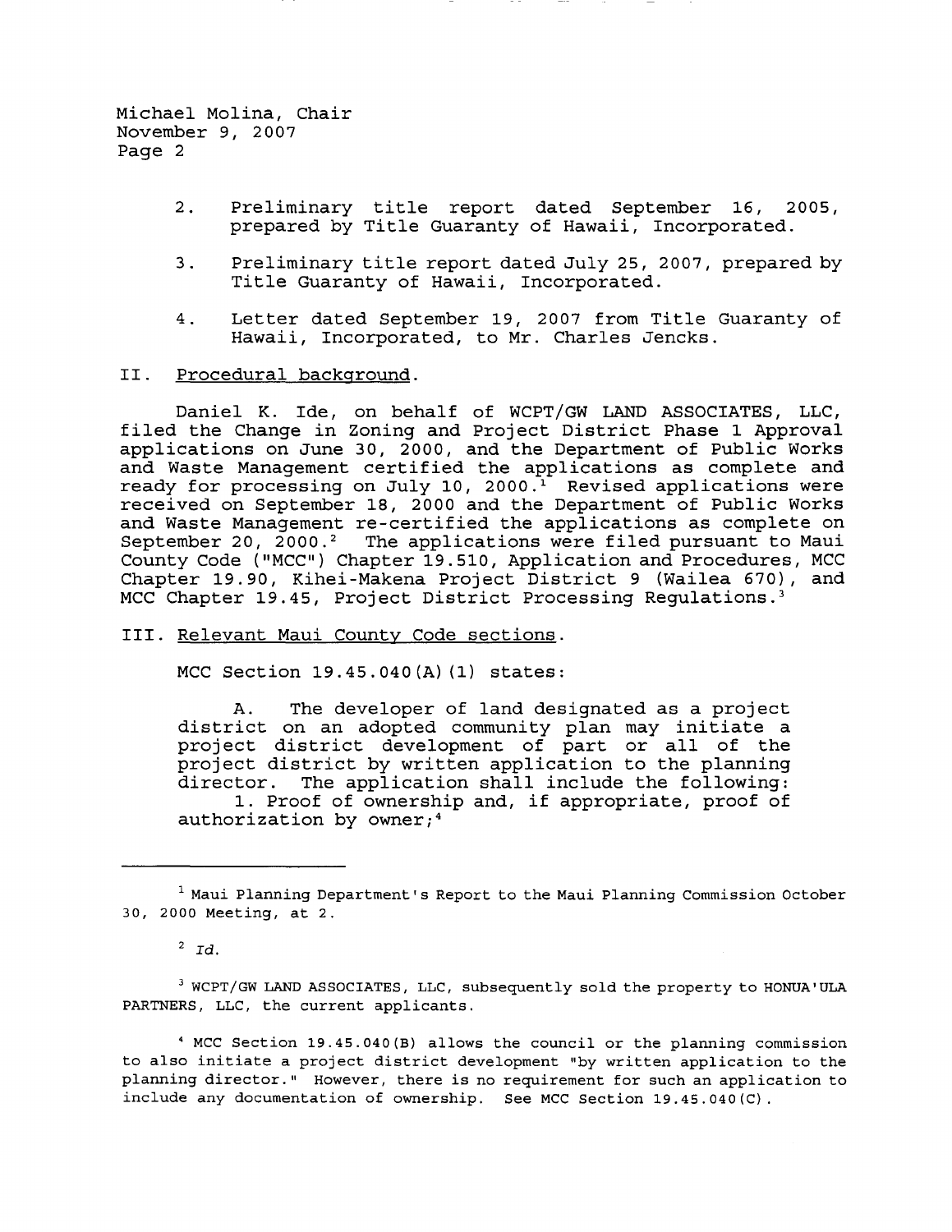2. Preliminary title report dated September 16, 2005, prepared by Title Guaranty of Hawaii, Incorporated.

3. Preliminary title report dated July 25, 2007, prepared by Title Guaranty of Hawaii, Incorporated.

4. Letter dated September 19, 2007 from Title Guaranty of Hawaii, Incorporated, to Mr. Charles Jencks.

II. Procedural background.

Daniel K. Ide, on behalf of WCPT/GW LAND ASSOCIATES, LLC, filed the Change in Zoning and Project District Phase 1 Approval applications on June 30, 2000, and the Department of Public Works and Waste Management certified the applications as complete and ready for processing on July 10, 2000.[1] Revised applications were received on September 18, 2000 and the Department of Public Works and Waste Management re-certified the applications as complete on September 20, 2000.[2] The applications were filed pursuant to Maui County Code ("MCC") Chapter 19.510, Application and Procedures, MCC Chapter 19.90, Kihei-Makena Project District 9 (Wailea 670), and MCC Chapter 19.45, Project District Processing Regulations.[3]

III. Relevant Maui County Code sections.

MCC Section 19.45.040(A)(1) states:

> A. The developer of land designated as a project district on an adopted community plan may initiate a project district development of part or all of the project district by written application to the planning director. The application shall include the following:
> 1. Proof of ownership and, if appropriate, proof of authorization by owner;[4]

---

[1] Maui Planning Department's Report to the Maui Planning Commission October 30, 2000 Meeting, at 2.

[2] *Id.*

[3] WCPT/GW LAND ASSOCIATES, LLC, subsequently sold the property to HONUA'ULA PARTNERS, LLC, the current applicants.

[4] MCC Section 19.45.040(B) allows the council or the planning commission to also initiate a project district development "by written application to the planning director." However, there is no requirement for such an application to include any documentation of ownership. See MCC Section 19.45.040(C).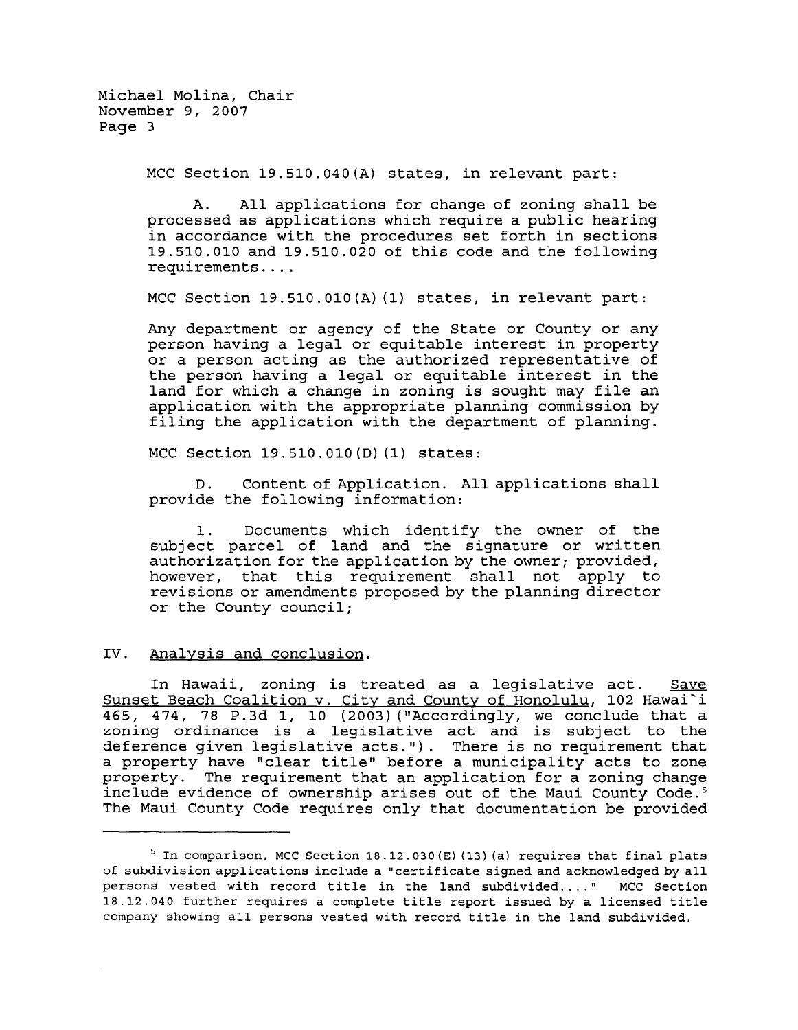MCC Section 19.510.040(A) states, in relevant part:

> A. All applications for change of zoning shall be processed as applications which require a public hearing in accordance with the procedures set forth in sections 19.510.010 and 19.510.020 of this code and the following requirements....

MCC Section 19.510.010(A)(1) states, in relevant part:

> Any department or agency of the State or County or any person having a legal or equitable interest in property or a person acting as the authorized representative of the person having a legal or equitable interest in the land for which a change in zoning is sought may file an application with the appropriate planning commission by filing the application with the department of planning.

MCC Section 19.510.010(D)(1) states:

> D. Content of Application. All applications shall provide the following information:
>
> 1. Documents which identify the owner of the subject parcel of land and the signature or written authorization for the application by the owner; provided, however, that this requirement shall not apply to revisions or amendments proposed by the planning director or the County council;

## IV. Analysis and conclusion.

In Hawaii, zoning is treated as a legislative act. Save Sunset Beach Coalition v. City and County of Honolulu, 102 Hawai`i 465, 474, 78 P.3d 1, 10 (2003)("Accordingly, we conclude that a zoning ordinance is a legislative act and is subject to the deference given legislative acts."). There is no requirement that a property have "clear title" before a municipality acts to zone property. The requirement that an application for a zoning change include evidence of ownership arises out of the Maui County Code.[5] The Maui County Code requires only that documentation be provided

---

[5] In comparison, MCC Section 18.12.030(E)(13)(a) requires that final plats of subdivision applications include a "certificate signed and acknowledged by all persons vested with record title in the land subdivided...." MCC Section 18.12.040 further requires a complete title report issued by a licensed title company showing all persons vested with record title in the land subdivided.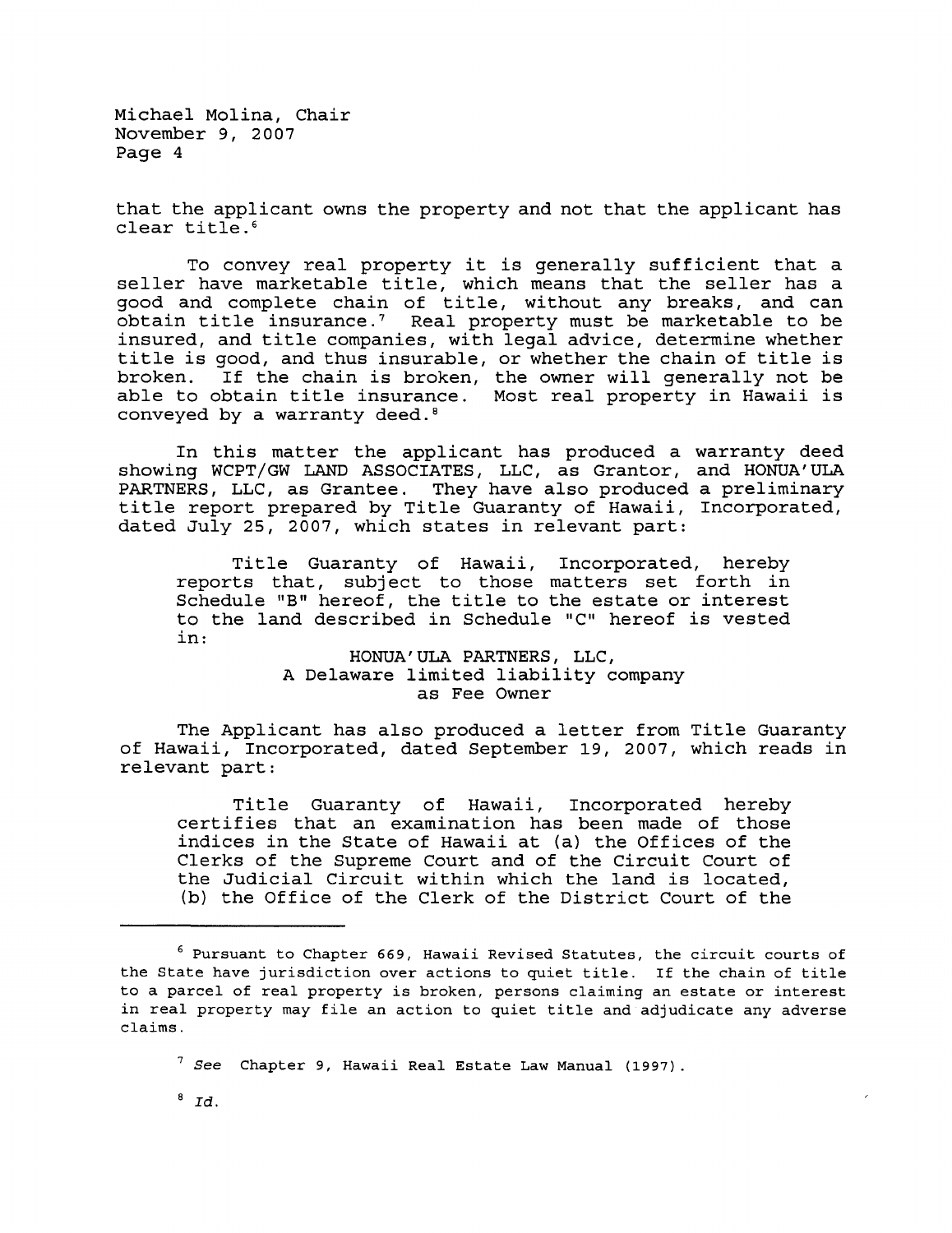that the applicant owns the property and not that the applicant has clear title.[6]

To convey real property it is generally sufficient that a seller have marketable title, which means that the seller has a good and complete chain of title, without any breaks, and can obtain title insurance.[7] Real property must be marketable to be insured, and title companies, with legal advice, determine whether title is good, and thus insurable, or whether the chain of title is broken. If the chain is broken, the owner will generally not be able to obtain title insurance. Most real property in Hawaii is conveyed by a warranty deed.[8]

In this matter the applicant has produced a warranty deed showing WCPT/GW LAND ASSOCIATES, LLC, as Grantor, and HONUA'ULA PARTNERS, LLC, as Grantee. They have also produced a preliminary title report prepared by Title Guaranty of Hawaii, Incorporated, dated July 25, 2007, which states in relevant part:

> Title Guaranty of Hawaii, Incorporated, hereby reports that, subject to those matters set forth in Schedule "B" hereof, the title to the estate or interest to the land described in Schedule "C" hereof is vested in:
>
> HONUA'ULA PARTNERS, LLC,
> A Delaware limited liability company
> as Fee Owner

The Applicant has also produced a letter from Title Guaranty of Hawaii, Incorporated, dated September 19, 2007, which reads in relevant part:

> Title Guaranty of Hawaii, Incorporated hereby certifies that an examination has been made of those indices in the State of Hawaii at (a) the Offices of the Clerks of the Supreme Court and of the Circuit Court of the Judicial Circuit within which the land is located, (b) the Office of the Clerk of the District Court of the

---

[6] Pursuant to Chapter 669, Hawaii Revised Statutes, the circuit courts of the State have jurisdiction over actions to quiet title. If the chain of title to a parcel of real property is broken, persons claiming an estate or interest in real property may file an action to quiet title and adjudicate any adverse claims.

[7] *See* Chapter 9, Hawaii Real Estate Law Manual (1997).

[8] *Id.*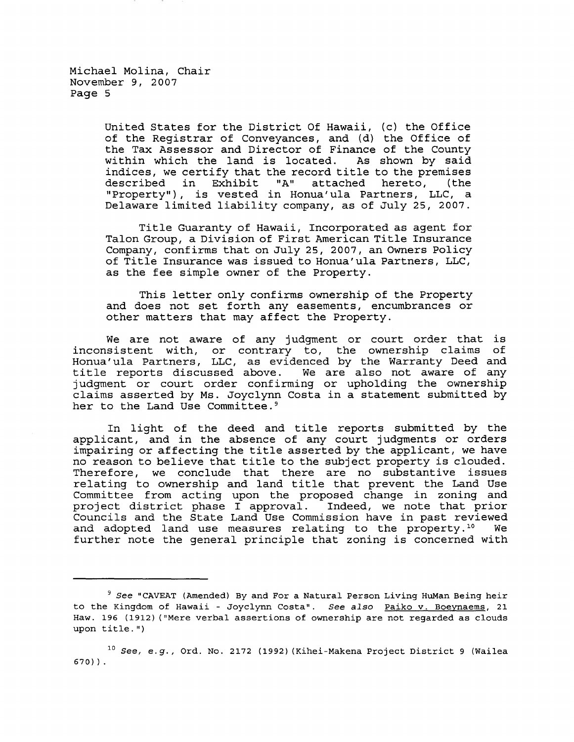United States for the District Of Hawaii, (c) the Office of the Registrar of Conveyances, and (d) the Office of the Tax Assessor and Director of Finance of the County within which the land is located. As shown by said indices, we certify that the record title to the premises described in Exhibit "A" attached hereto, (the "Property"), is vested in Honua'ula Partners, LLC, a Delaware limited liability company, as of July 25, 2007.

> Title Guaranty of Hawaii, Incorporated as agent for Talon Group, a Division of First American Title Insurance Company, confirms that on July 25, 2007, an Owners Policy of Title Insurance was issued to Honua'ula Partners, LLC, as the fee simple owner of the Property.
>
> This letter only confirms ownership of the Property and does not set forth any easements, encumbrances or other matters that may affect the Property.

We are not aware of any judgment or court order that is inconsistent with, or contrary to, the ownership claims of Honua'ula Partners, LLC, as evidenced by the Warranty Deed and title reports discussed above. We are also not aware of any judgment or court order confirming or upholding the ownership claims asserted by Ms. Joyclynn Costa in a statement submitted by her to the Land Use Committee.[9]

In light of the deed and title reports submitted by the applicant, and in the absence of any court judgments or orders impairing or affecting the title asserted by the applicant, we have no reason to believe that title to the subject property is clouded. Therefore, we conclude that there are no substantive issues relating to ownership and land title that prevent the Land Use Committee from acting upon the proposed change in zoning and project district phase I approval. Indeed, we note that prior Councils and the State Land Use Commission have in past reviewed and adopted land use measures relating to the property.[10] We further note the general principle that zoning is concerned with

---

[9] *See* "CAVEAT (Amended) By and For a Natural Person Living HuMan Being heir to the Kingdom of Hawaii - Joyclynn Costa". *See also* Paiko v. Boeynaems, 21 Haw. 196 (1912) ("Mere verbal assertions of ownership are not regarded as clouds upon title.")

[10] *See, e.g.*, Ord. No. 2172 (1992)(Kihei-Makena Project District 9 (Wailea 670)).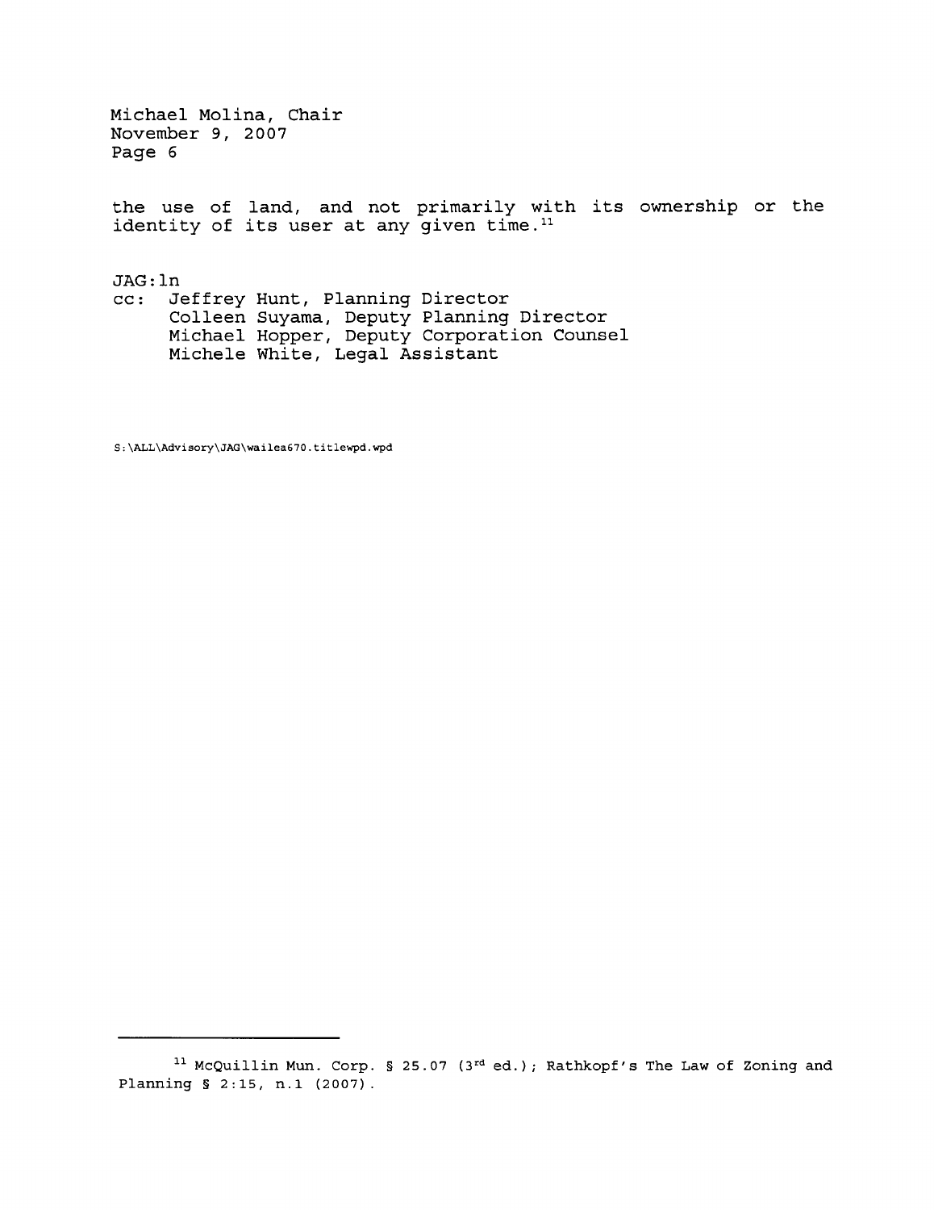the use of land, and not primarily with its ownership or the identity of its user at any given time.[11]

JAG:ln

cc: Jeffrey Hunt, Planning Director
Colleen Suyama, Deputy Planning Director
Michael Hopper, Deputy Corporation Counsel
Michele White, Legal Assistant

S:\ALL\Advisory\JAG\wailea670.titlewpd.wpd

---

[11] McQuillin Mun. Corp. § 25.07 (3rd ed.); Rathkopf's The Law of Zoning and Planning § 2:15, n.1 (2007).